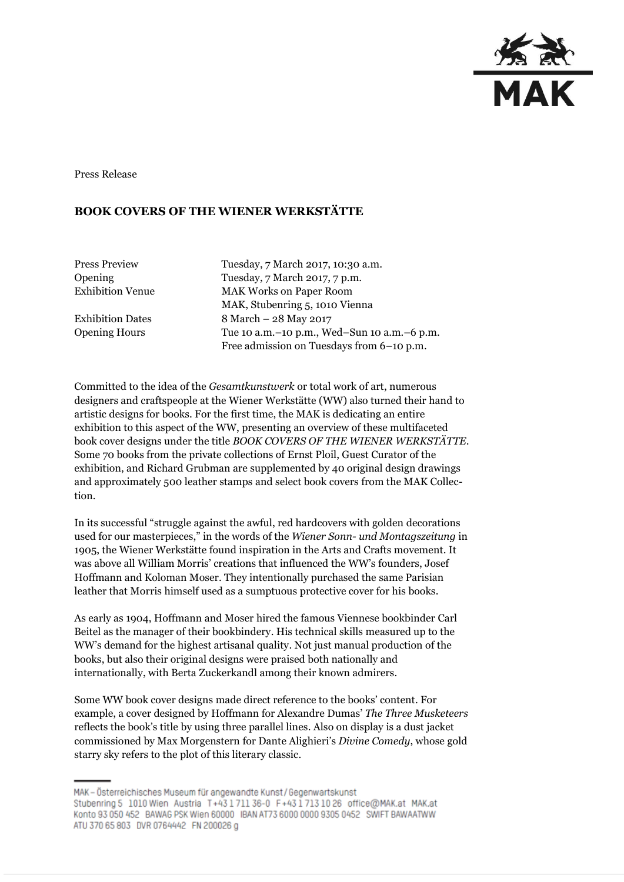Press Release

# BOOK COVERS OF THE WIENER WERKSTÄTTE

| | |
|---|---|
| Press Preview | Tuesday, 7 March 2017, 10:30 a.m. |
| Opening | Tuesday, 7 March 2017, 7 p.m. |
| Exhibition Venue | MAK Works on Paper Room<br>MAK, Stubenring 5, 1010 Vienna |
| Exhibition Dates | 8 March – 28 May 2017 |
| Opening Hours | Tue 10 a.m.–10 p.m., Wed–Sun 10 a.m.–6 p.m.<br>Free admission on Tuesdays from 6–10 p.m. |

Committed to the idea of the *Gesamtkunstwerk* or total work of art, numerous designers and craftspeople at the Wiener Werkstätte (WW) also turned their hand to artistic designs for books. For the first time, the MAK is dedicating an entire exhibition to this aspect of the WW, presenting an overview of these multifaceted book cover designs under the title *BOOK COVERS OF THE WIENER WERKSTÄTTE*. Some 70 books from the private collections of Ernst Ploil, Guest Curator of the exhibition, and Richard Grubman are supplemented by 40 original design drawings and approximately 500 leather stamps and select book covers from the MAK Collection.

In its successful "struggle against the awful, red hardcovers with golden decorations used for our masterpieces," in the words of the *Wiener Sonn- und Montagszeitung* in 1905, the Wiener Werkstätte found inspiration in the Arts and Crafts movement. It was above all William Morris' creations that influenced the WW's founders, Josef Hoffmann and Koloman Moser. They intentionally purchased the same Parisian leather that Morris himself used as a sumptuous protective cover for his books.

As early as 1904, Hoffmann and Moser hired the famous Viennese bookbinder Carl Beitel as the manager of their bookbindery. His technical skills measured up to the WW's demand for the highest artisanal quality. Not just manual production of the books, but also their original designs were praised both nationally and internationally, with Berta Zuckerkandl among their known admirers.

Some WW book cover designs made direct reference to the books' content. For example, a cover designed by Hoffmann for Alexandre Dumas' *The Three Musketeers* reflects the book's title by using three parallel lines. Also on display is a dust jacket commissioned by Max Morgenstern for Dante Alighieri's *Divine Comedy*, whose gold starry sky refers to the plot of this literary classic.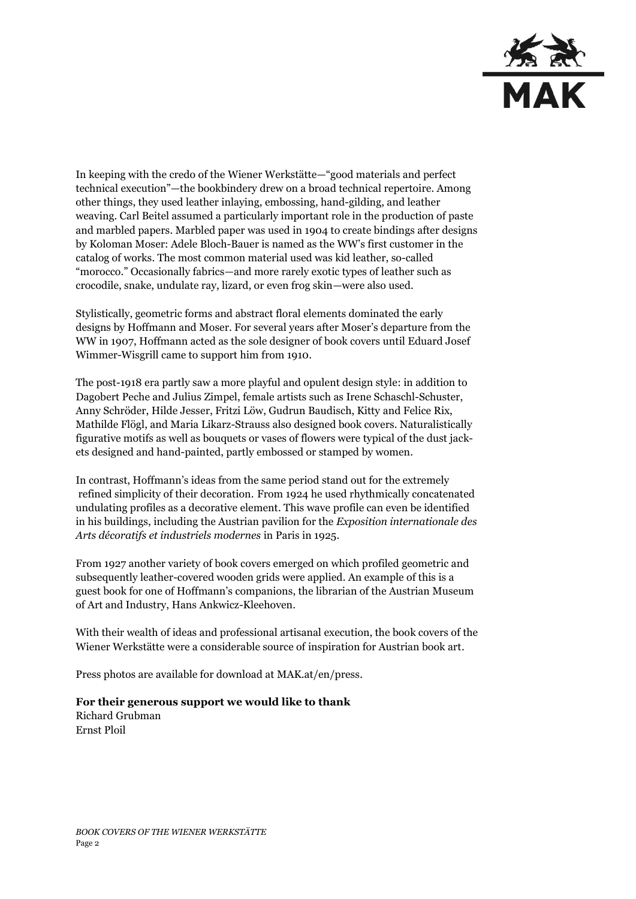In keeping with the credo of the Wiener Werkstätte—"good materials and perfect technical execution"—the bookbindery drew on a broad technical repertoire. Among other things, they used leather inlaying, embossing, hand-gilding, and leather weaving. Carl Beitel assumed a particularly important role in the production of paste and marbled papers. Marbled paper was used in 1904 to create bindings after designs by Koloman Moser: Adele Bloch-Bauer is named as the WW's first customer in the catalog of works. The most common material used was kid leather, so-called "morocco." Occasionally fabrics—and more rarely exotic types of leather such as crocodile, snake, undulate ray, lizard, or even frog skin—were also used.

Stylistically, geometric forms and abstract floral elements dominated the early designs by Hoffmann and Moser. For several years after Moser's departure from the WW in 1907, Hoffmann acted as the sole designer of book covers until Eduard Josef Wimmer-Wisgrill came to support him from 1910.

The post-1918 era partly saw a more playful and opulent design style: in addition to Dagobert Peche and Julius Zimpel, female artists such as Irene Schaschl-Schuster, Anny Schröder, Hilde Jesser, Fritzi Löw, Gudrun Baudisch, Kitty and Felice Rix, Mathilde Flögl, and Maria Likarz-Strauss also designed book covers. Naturalistically figurative motifs as well as bouquets or vases of flowers were typical of the dust jackets designed and hand-painted, partly embossed or stamped by women.

In contrast, Hoffmann's ideas from the same period stand out for the extremely refined simplicity of their decoration. From 1924 he used rhythmically concatenated undulating profiles as a decorative element. This wave profile can even be identified in his buildings, including the Austrian pavilion for the *Exposition internationale des Arts décoratifs et industriels modernes* in Paris in 1925.

From 1927 another variety of book covers emerged on which profiled geometric and subsequently leather-covered wooden grids were applied. An example of this is a guest book for one of Hoffmann's companions, the librarian of the Austrian Museum of Art and Industry, Hans Ankwicz-Kleehoven.

With their wealth of ideas and professional artisanal execution, the book covers of the Wiener Werkstätte were a considerable source of inspiration for Austrian book art.

Press photos are available for download at MAK.at/en/press.

**For their generous support we would like to thank**
Richard Grubman
Ernst Ploil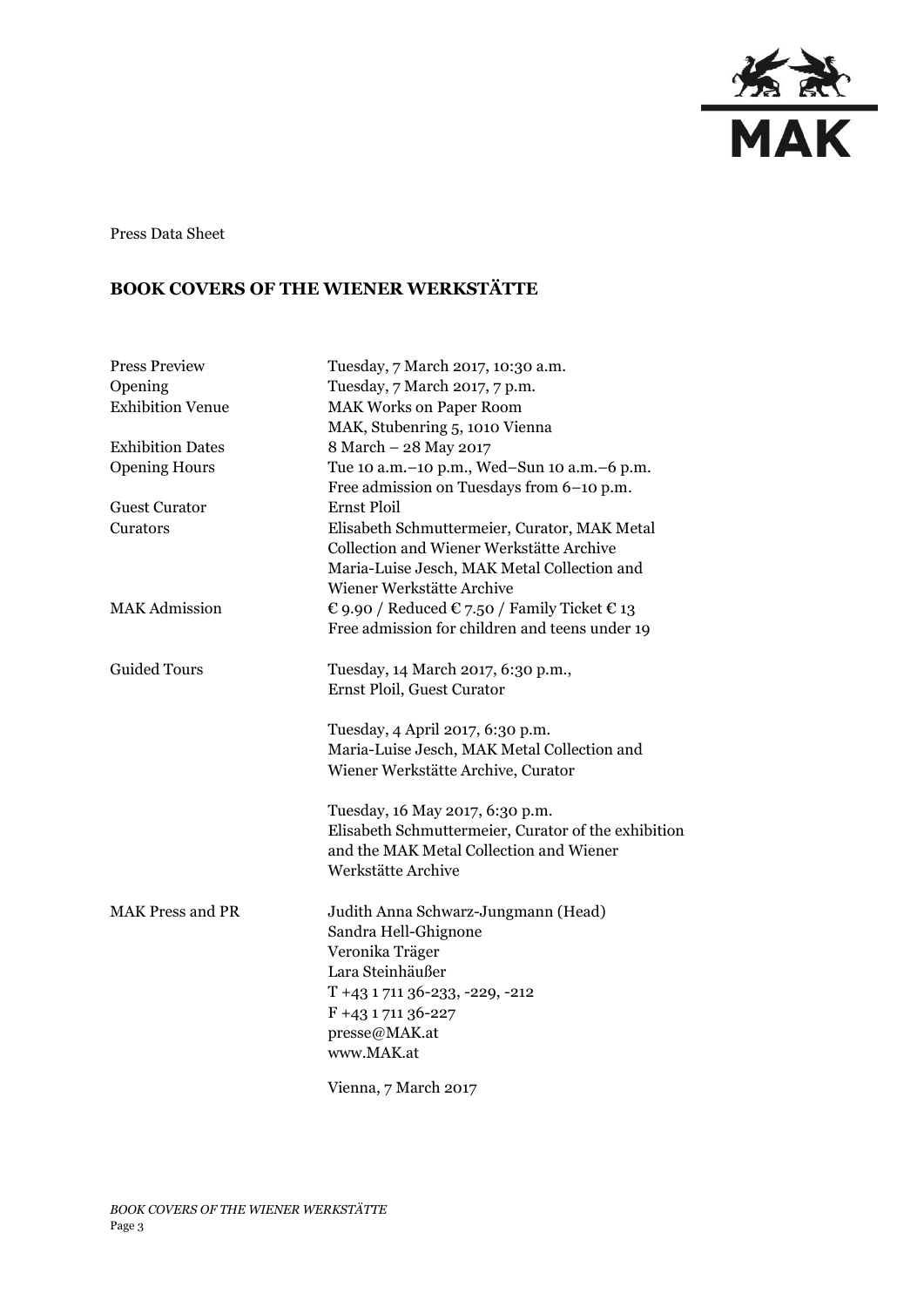Press Data Sheet

## BOOK COVERS OF THE WIENER WERKSTÄTTE

| | |
|---|---|
| Press Preview | Tuesday, 7 March 2017, 10:30 a.m. |
| Opening | Tuesday, 7 March 2017, 7 p.m. |
| Exhibition Venue | MAK Works on Paper Room<br>MAK, Stubenring 5, 1010 Vienna |
| Exhibition Dates | 8 March – 28 May 2017 |
| Opening Hours | Tue 10 a.m.–10 p.m., Wed–Sun 10 a.m.–6 p.m.<br>Free admission on Tuesdays from 6–10 p.m. |
| Guest Curator | Ernst Ploil |
| Curators | Elisabeth Schmuttermeier, Curator, MAK Metal Collection and Wiener Werkstätte Archive<br>Maria-Luise Jesch, MAK Metal Collection and Wiener Werkstätte Archive |
| MAK Admission | € 9.90 / Reduced € 7.50 / Family Ticket € 13<br>Free admission for children and teens under 19 |
| Guided Tours | Tuesday, 14 March 2017, 6:30 p.m.,<br>Ernst Ploil, Guest Curator<br><br>Tuesday, 4 April 2017, 6:30 p.m.<br>Maria-Luise Jesch, MAK Metal Collection and Wiener Werkstätte Archive, Curator<br><br>Tuesday, 16 May 2017, 6:30 p.m.<br>Elisabeth Schmuttermeier, Curator of the exhibition and the MAK Metal Collection and Wiener Werkstätte Archive |
| MAK Press and PR | Judith Anna Schwarz-Jungmann (Head)<br>Sandra Hell-Ghignone<br>Veronika Träger<br>Lara Steinhäußer<br>T +43 1 711 36-233, -229, -212<br>F +43 1 711 36-227<br>presse@MAK.at<br>www.MAK.at |

Vienna, 7 March 2017